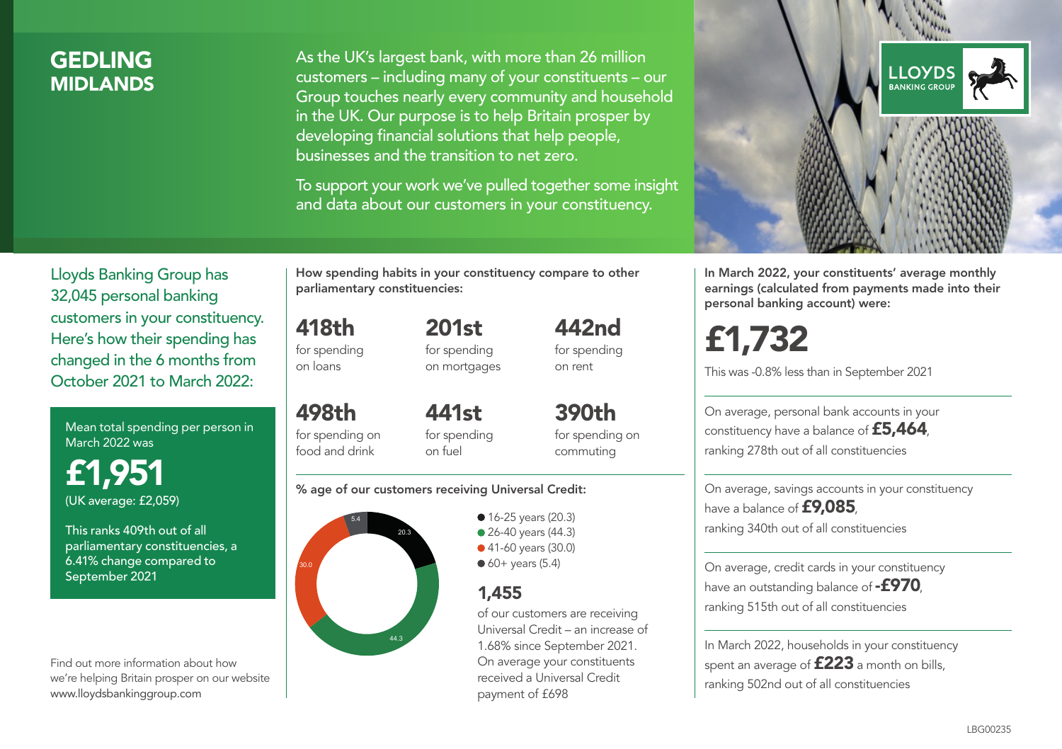# GEDLING
## MIDLANDS

As the UK's largest bank, with more than 26 million customers – including many of your constituents – our Group touches nearly every community and household in the UK. Our purpose is to help Britain prosper by developing financial solutions that help people, businesses and the transition to net zero.

To support your work we've pulled together some insight and data about our customers in your constituency.

Lloyds Banking Group has 32,045 personal banking customers in your constituency. Here's how their spending has changed in the 6 months from October 2021 to March 2022:

Mean total spending per person in March 2022 was

**£1,951**
(UK average: £2,059)

This ranks 409th out of all parliamentary constituencies, a 6.41% change compared to September 2021

Find out more information about how we're helping Britain prosper on our website www.lloydsbankinggroup.com

**How spending habits in your constituency compare to other parliamentary constituencies:**

**418th** for spending on loans

**201st** for spending on mortgages

**442nd** for spending on rent

**498th** for spending on food and drink

**441st** for spending on fuel

**390th** for spending on commuting

**% age of our customers receiving Universal Credit:**

- 16-25 years (20.3)
- 26-40 years (44.3)
- 41-60 years (30.0)
- 60+ years (5.4)

**1,455**

of our customers are receiving Universal Credit – an increase of 1.68% since September 2021. On average your constituents received a Universal Credit payment of £698

**In March 2022, your constituents' average monthly earnings (calculated from payments made into their personal banking account) were:**

**£1,732**

This was -0.8% less than in September 2021

On average, personal bank accounts in your constituency have a balance of **£5,464**, ranking 278th out of all constituencies

On average, savings accounts in your constituency have a balance of **£9,085**, ranking 340th out of all constituencies

On average, credit cards in your constituency have an outstanding balance of **-£970**, ranking 515th out of all constituencies

In March 2022, households in your constituency spent an average of **£223** a month on bills, ranking 502nd out of all constituencies

LBG00235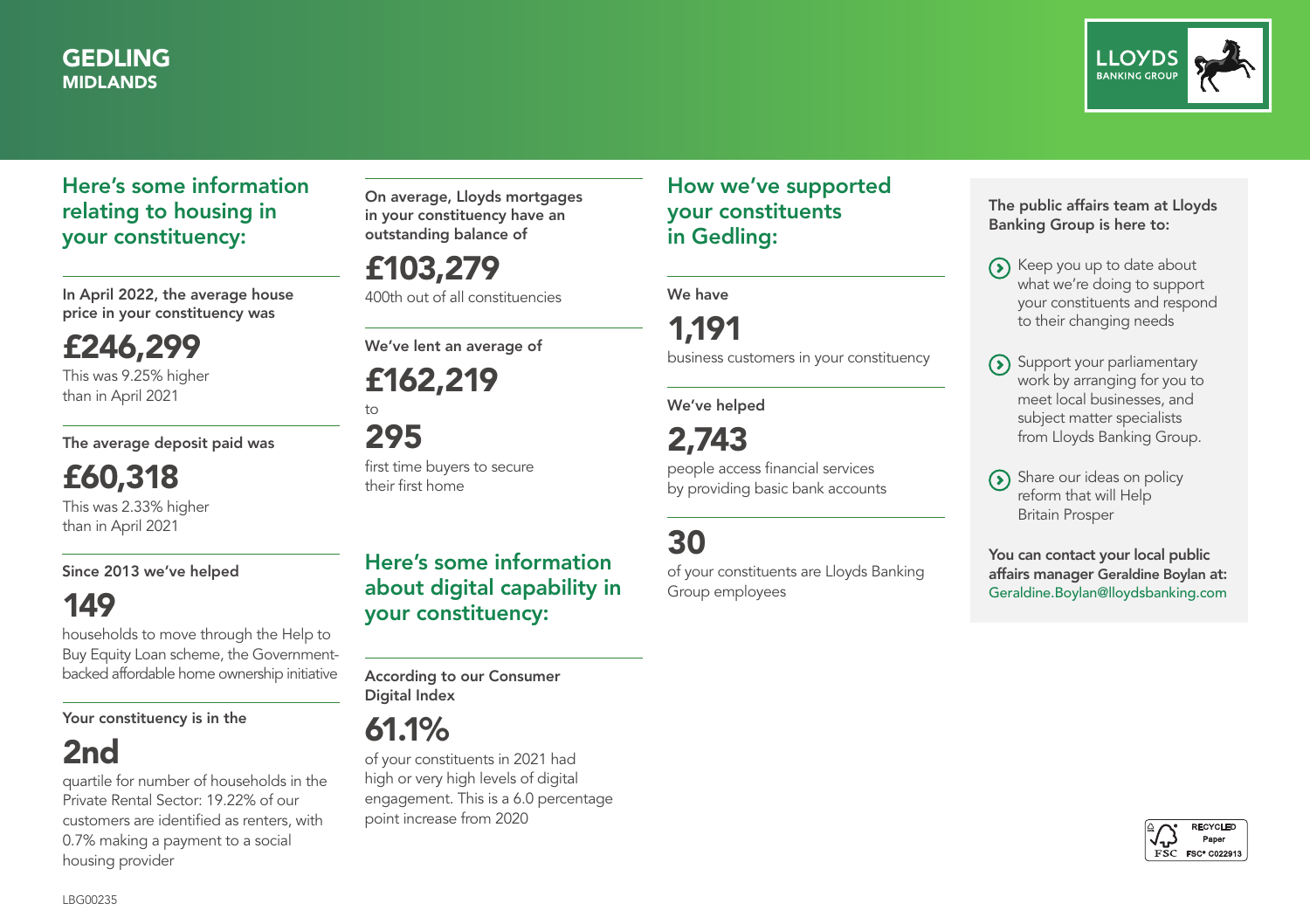# GEDLING
## MIDLANDS

LLOYDS BANKING GROUP

## Here's some information relating to housing in your constituency:

**In April 2022, the average house price in your constituency was**

# £246,299

This was 9.25% higher than in April 2021

**The average deposit paid was**

# £60,318

This was 2.33% higher than in April 2021

**Since 2013 we've helped**

# 149

households to move through the Help to Buy Equity Loan scheme, the Government-backed affordable home ownership initiative

**Your constituency is in the**

# 2nd

quartile for number of households in the Private Rental Sector: 19.22% of our customers are identified as renters, with 0.7% making a payment to a social housing provider

**On average, Lloyds mortgages in your constituency have an outstanding balance of**

# £103,279

400th out of all constituencies

**We've lent an average of**

# £162,219

to

# 295

first time buyers to secure their first home

## Here's some information about digital capability in your constituency:

**According to our Consumer Digital Index**

# 61.1%

of your constituents in 2021 had high or very high levels of digital engagement. This is a 6.0 percentage point increase from 2020

## How we've supported your constituents in Gedling:

**We have**

# 1,191

business customers in your constituency

**We've helped**

# 2,743

people access financial services by providing basic bank accounts

# 30

of your constituents are Lloyds Banking Group employees

**The public affairs team at Lloyds Banking Group is here to:**

- Keep you up to date about what we're doing to support your constituents and respond to their changing needs
- Support your parliamentary work by arranging for you to meet local businesses, and subject matter specialists from Lloyds Banking Group.
- Share our ideas on policy reform that will Help Britain Prosper

**You can contact your local public affairs manager Geraldine Boylan at:**
Geraldine.Boylan@lloydsbanking.com

RECYCLED Paper FSC® C022913

LBG00235